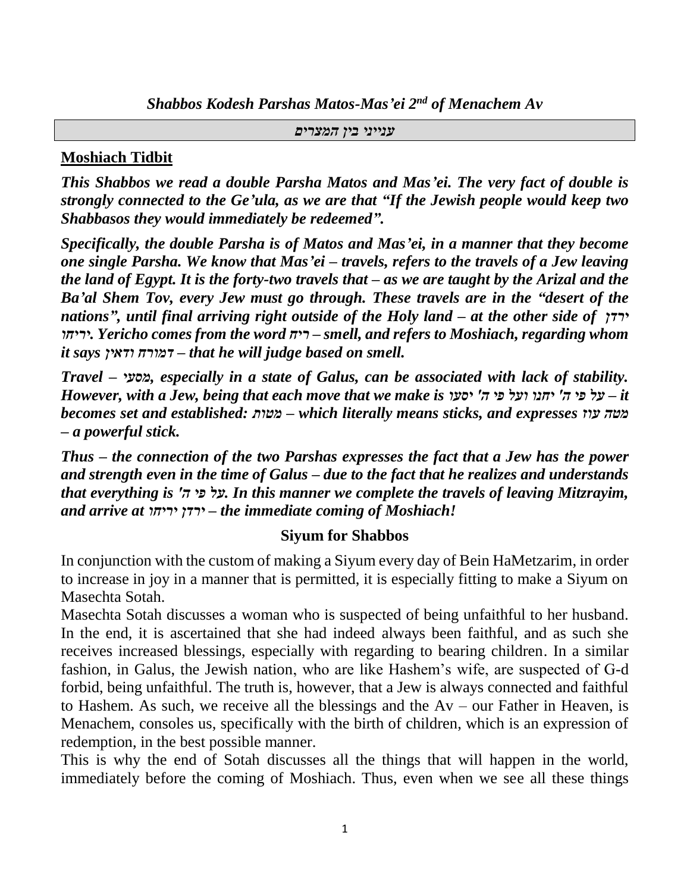*Shabbos Kodesh Parshas Matos-Mas'ei 2nd of Menachem Av*

***ענייני בין המצרים***

**Moshiach Tidbit**

***This Shabbos we read a double Parsha Matos and Mas'ei. The very fact of double is strongly connected to the Ge'ula, as we are that "If the Jewish people would keep two Shabbasos they would immediately be redeemed".***

***Specifically, the double Parsha is of Matos and Mas'ei, in a manner that they become one single Parsha. We know that Mas'ei – travels, refers to the travels of a Jew leaving the land of Egypt. It is the forty-two travels that – as we are taught by the Arizal and the Ba'al Shem Tov, every Jew must go through. These travels are in the "desert of the nations", until final arriving right outside of the Holy land – at the other side of ירדן יריחו. Yericho comes from the word ריח – smell, and refers to Moshiach, regarding whom it says ודאין דמורח – that he will judge based on smell.***

***Travel – מסעי, especially in a state of Galus, can be associated with lack of stability. However, with a Jew, being that each move that we make is על פי ה' יחנו ועל פי ה' יסעו – it becomes set and established: מטות – which literally means sticks, and expresses מטה עוז – a powerful stick.***

***Thus – the connection of the two Parshas expresses the fact that a Jew has the power and strength even in the time of Galus – due to the fact that he realizes and understands that everything is על פי ה'. In this manner we complete the travels of leaving Mitzrayim, and arrive at ירדן יריחו – the immediate coming of Moshiach!***

**Siyum for Shabbos**

In conjunction with the custom of making a Siyum every day of Bein HaMetzarim, in order to increase in joy in a manner that is permitted, it is especially fitting to make a Siyum on Masechta Sotah.

Masechta Sotah discusses a woman who is suspected of being unfaithful to her husband. In the end, it is ascertained that she had indeed always been faithful, and as such she receives increased blessings, especially with regarding to bearing children. In a similar fashion, in Galus, the Jewish nation, who are like Hashem's wife, are suspected of G-d forbid, being unfaithful. The truth is, however, that a Jew is always connected and faithful to Hashem. As such, we receive all the blessings and the Av – our Father in Heaven, is Menachem, consoles us, specifically with the birth of children, which is an expression of redemption, in the best possible manner.

This is why the end of Sotah discusses all the things that will happen in the world, immediately before the coming of Moshiach. Thus, even when we see all these things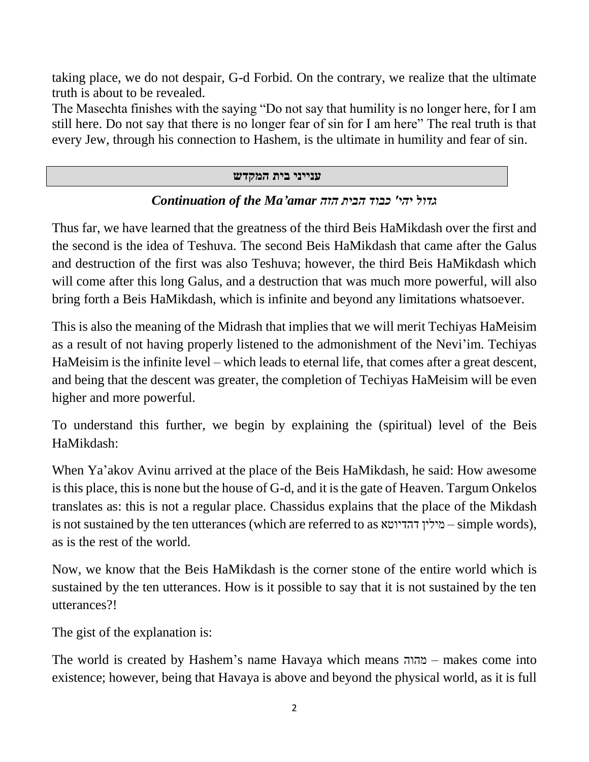taking place, we do not despair, G-d Forbid. On the contrary, we realize that the ultimate truth is about to be revealed.

The Masechta finishes with the saying "Do not say that humility is no longer here, for I am still here. Do not say that there is no longer fear of sin for I am here" The real truth is that every Jew, through his connection to Hashem, is the ultimate in humility and fear of sin.

## ענייני בית המקדש

### *Continuation of the Ma'amar גדול יהי' כבוד הבית הזה*

Thus far, we have learned that the greatness of the third Beis HaMikdash over the first and the second is the idea of Teshuva. The second Beis HaMikdash that came after the Galus and destruction of the first was also Teshuva; however, the third Beis HaMikdash which will come after this long Galus, and a destruction that was much more powerful, will also bring forth a Beis HaMikdash, which is infinite and beyond any limitations whatsoever.

This is also the meaning of the Midrash that implies that we will merit Techiyas HaMeisim as a result of not having properly listened to the admonishment of the Nevi'im. Techiyas HaMeisim is the infinite level – which leads to eternal life, that comes after a great descent, and being that the descent was greater, the completion of Techiyas HaMeisim will be even higher and more powerful.

To understand this further, we begin by explaining the (spiritual) level of the Beis HaMikdash:

When Ya'akov Avinu arrived at the place of the Beis HaMikdash, he said: How awesome is this place, this is none but the house of G-d, and it is the gate of Heaven. Targum Onkelos translates as: this is not a regular place. Chassidus explains that the place of the Mikdash is not sustained by the ten utterances (which are referred to as מילין דהדיוטא – simple words), as is the rest of the world.

Now, we know that the Beis HaMikdash is the corner stone of the entire world which is sustained by the ten utterances. How is it possible to say that it is not sustained by the ten utterances?!

The gist of the explanation is:

The world is created by Hashem's name Havaya which means מהוה – makes come into existence; however, being that Havaya is above and beyond the physical world, as it is full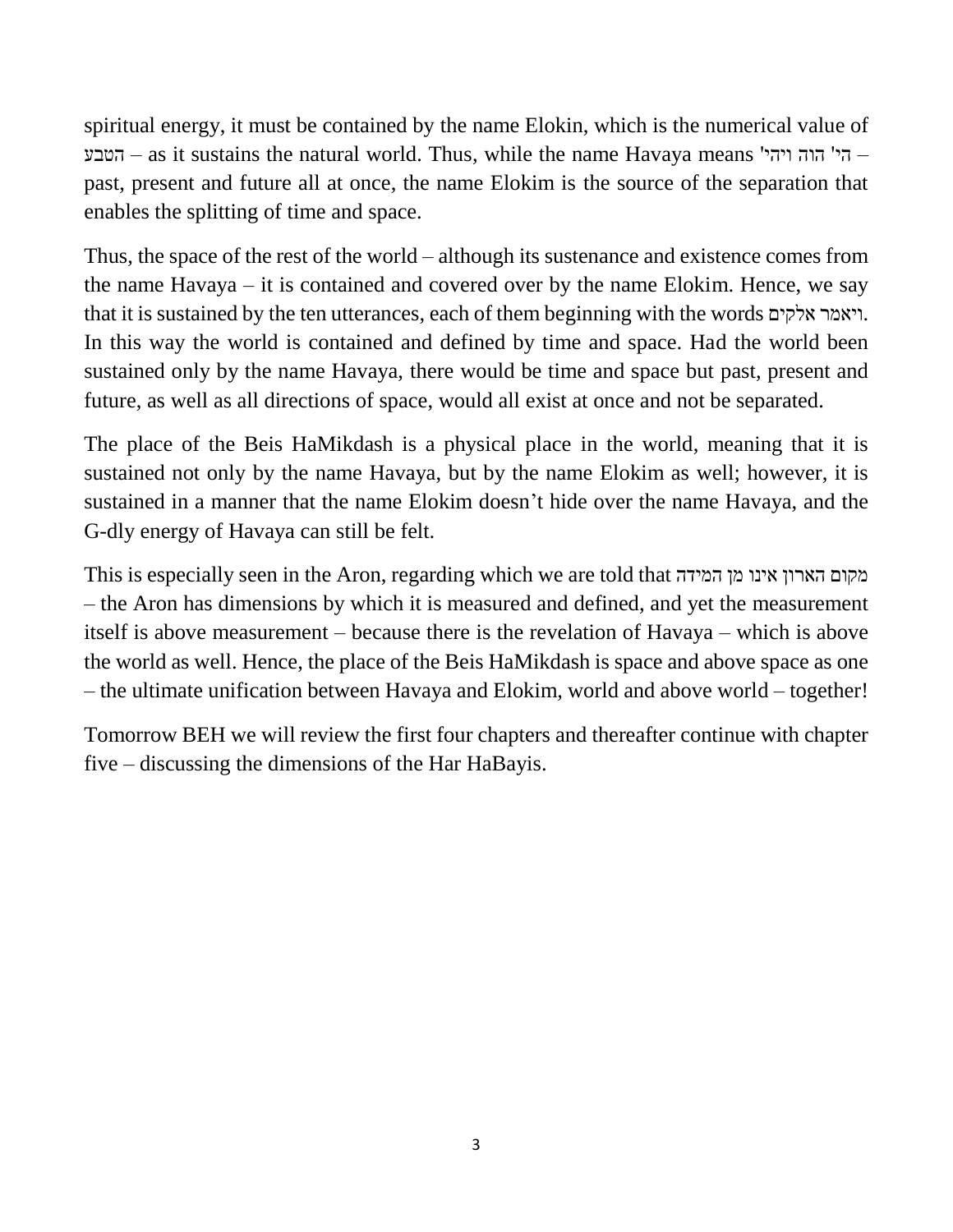spiritual energy, it must be contained by the name Elokin, which is the numerical value of הטבע – as it sustains the natural world. Thus, while the name Havaya means 'הי' הוה ויהי' – past, present and future all at once, the name Elokim is the source of the separation that enables the splitting of time and space.

Thus, the space of the rest of the world – although its sustenance and existence comes from the name Havaya – it is contained and covered over by the name Elokim. Hence, we say that it is sustained by the ten utterances, each of them beginning with the words ויאמר אלקים. In this way the world is contained and defined by time and space. Had the world been sustained only by the name Havaya, there would be time and space but past, present and future, as well as all directions of space, would all exist at once and not be separated.

The place of the Beis HaMikdash is a physical place in the world, meaning that it is sustained not only by the name Havaya, but by the name Elokim as well; however, it is sustained in a manner that the name Elokim doesn't hide over the name Havaya, and the G-dly energy of Havaya can still be felt.

This is especially seen in the Aron, regarding which we are told that מקום הארון אינו מן המידה – the Aron has dimensions by which it is measured and defined, and yet the measurement itself is above measurement – because there is the revelation of Havaya – which is above the world as well. Hence, the place of the Beis HaMikdash is space and above space as one – the ultimate unification between Havaya and Elokim, world and above world – together!

Tomorrow BEH we will review the first four chapters and thereafter continue with chapter five – discussing the dimensions of the Har HaBayis.